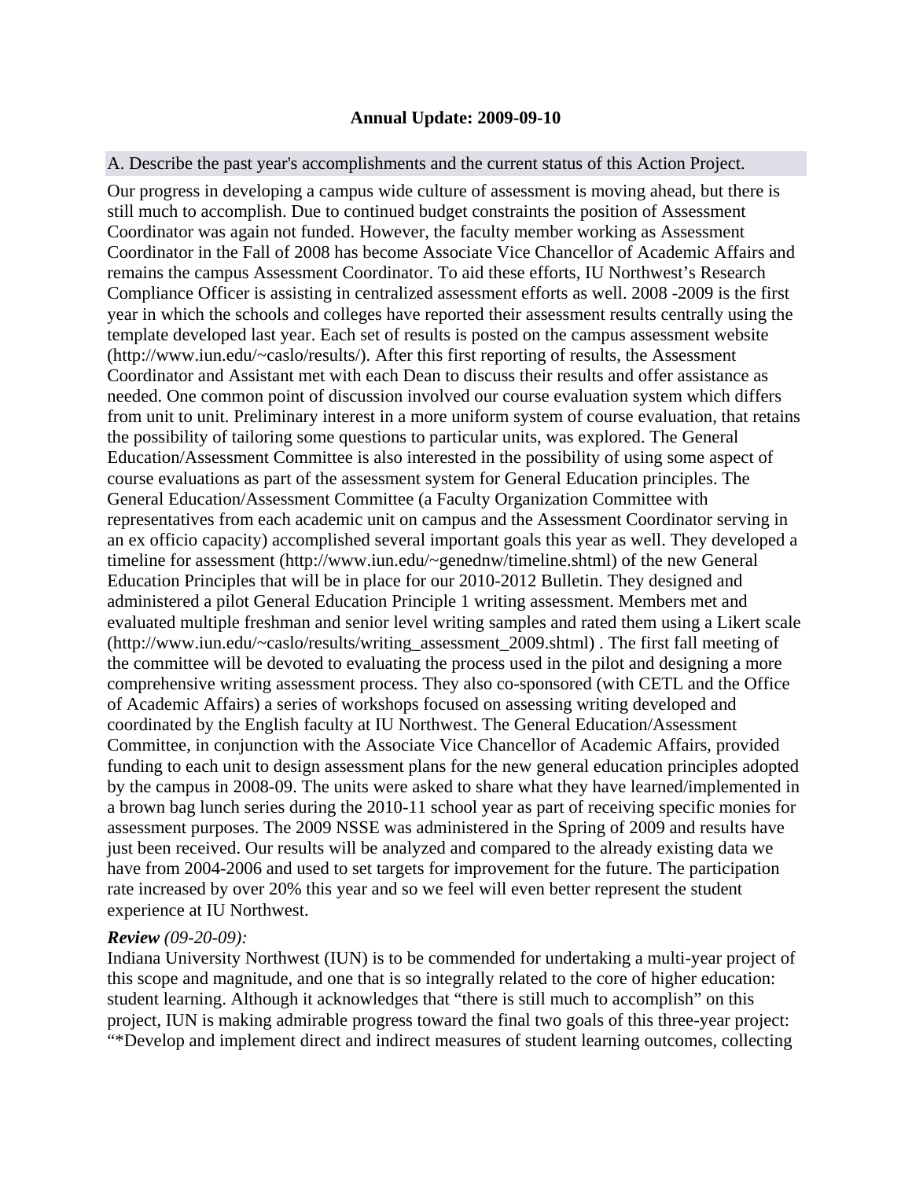### Annual Update: 2009-09-10

A. Describe the past year's accomplishments and the current status of this Action Project.

Our progress in developing a campus wide culture of assessment is moving ahead, but there is still much to accomplish. Due to continued budget constraints the position of Assessment Coordinator was again not funded. However, the faculty member working as Assessment Coordinator in the Fall of 2008 has become Associate Vice Chancellor of Academic Affairs and remains the campus Assessment Coordinator. To aid these efforts, IU Northwest's Research Compliance Officer is assisting in centralized assessment efforts as well. 2008 -2009 is the first year in which the schools and colleges have reported their assessment results centrally using the template developed last year. Each set of results is posted on the campus assessment website (http://www.iun.edu/~caslo/results/). After this first reporting of results, the Assessment Coordinator and Assistant met with each Dean to discuss their results and offer assistance as needed. One common point of discussion involved our course evaluation system which differs from unit to unit. Preliminary interest in a more uniform system of course evaluation, that retains the possibility of tailoring some questions to particular units, was explored. The General Education/Assessment Committee is also interested in the possibility of using some aspect of course evaluations as part of the assessment system for General Education principles. The General Education/Assessment Committee (a Faculty Organization Committee with representatives from each academic unit on campus and the Assessment Coordinator serving in an ex officio capacity) accomplished several important goals this year as well. They developed a timeline for assessment (http://www.iun.edu/~genednw/timeline.shtml) of the new General Education Principles that will be in place for our 2010-2012 Bulletin. They designed and administered a pilot General Education Principle 1 writing assessment. Members met and evaluated multiple freshman and senior level writing samples and rated them using a Likert scale (http://www.iun.edu/~caslo/results/writing_assessment_2009.shtml) . The first fall meeting of the committee will be devoted to evaluating the process used in the pilot and designing a more comprehensive writing assessment process. They also co-sponsored (with CETL and the Office of Academic Affairs) a series of workshops focused on assessing writing developed and coordinated by the English faculty at IU Northwest. The General Education/Assessment Committee, in conjunction with the Associate Vice Chancellor of Academic Affairs, provided funding to each unit to design assessment plans for the new general education principles adopted by the campus in 2008-09. The units were asked to share what they have learned/implemented in a brown bag lunch series during the 2010-11 school year as part of receiving specific monies for assessment purposes. The 2009 NSSE was administered in the Spring of 2009 and results have just been received. Our results will be analyzed and compared to the already existing data we have from 2004-2006 and used to set targets for improvement for the future. The participation rate increased by over 20% this year and so we feel will even better represent the student experience at IU Northwest.

***Review*** *(09-20-09):*
Indiana University Northwest (IUN) is to be commended for undertaking a multi-year project of this scope and magnitude, and one that is so integrally related to the core of higher education: student learning. Although it acknowledges that "there is still much to accomplish" on this project, IUN is making admirable progress toward the final two goals of this three-year project: "*Develop and implement direct and indirect measures of student learning outcomes, collecting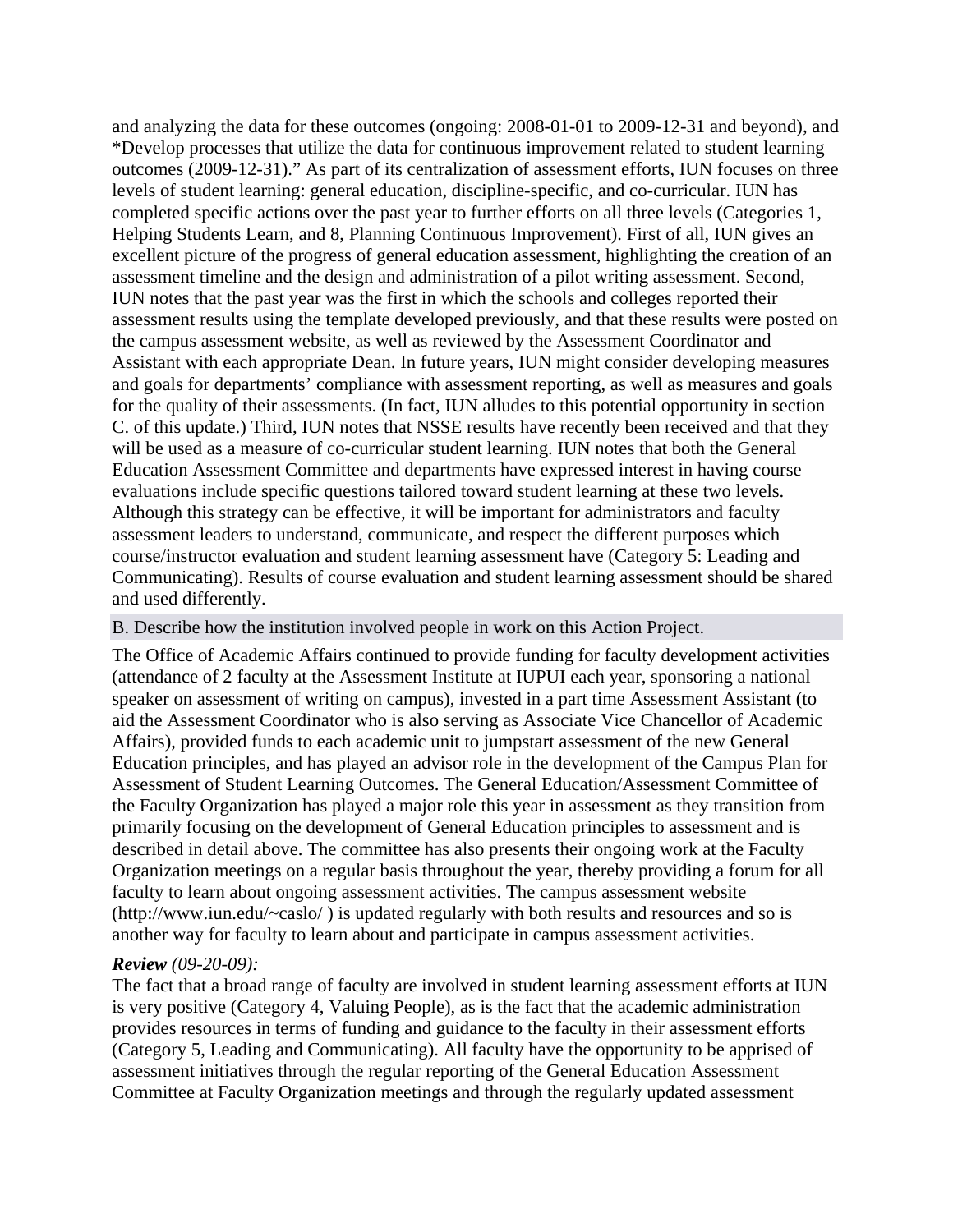and analyzing the data for these outcomes (ongoing: 2008-01-01 to 2009-12-31 and beyond), and *Develop processes that utilize the data for continuous improvement related to student learning outcomes (2009-12-31)." As part of its centralization of assessment efforts, IUN focuses on three levels of student learning: general education, discipline-specific, and co-curricular. IUN has completed specific actions over the past year to further efforts on all three levels (Categories 1, Helping Students Learn, and 8, Planning Continuous Improvement). First of all, IUN gives an excellent picture of the progress of general education assessment, highlighting the creation of an assessment timeline and the design and administration of a pilot writing assessment. Second, IUN notes that the past year was the first in which the schools and colleges reported their assessment results using the template developed previously, and that these results were posted on the campus assessment website, as well as reviewed by the Assessment Coordinator and Assistant with each appropriate Dean. In future years, IUN might consider developing measures and goals for departments' compliance with assessment reporting, as well as measures and goals for the quality of their assessments. (In fact, IUN alludes to this potential opportunity in section C. of this update.) Third, IUN notes that NSSE results have recently been received and that they will be used as a measure of co-curricular student learning. IUN notes that both the General Education Assessment Committee and departments have expressed interest in having course evaluations include specific questions tailored toward student learning at these two levels. Although this strategy can be effective, it will be important for administrators and faculty assessment leaders to understand, communicate, and respect the different purposes which course/instructor evaluation and student learning assessment have (Category 5: Leading and Communicating). Results of course evaluation and student learning assessment should be shared and used differently.

B. Describe how the institution involved people in work on this Action Project.

The Office of Academic Affairs continued to provide funding for faculty development activities (attendance of 2 faculty at the Assessment Institute at IUPUI each year, sponsoring a national speaker on assessment of writing on campus), invested in a part time Assessment Assistant (to aid the Assessment Coordinator who is also serving as Associate Vice Chancellor of Academic Affairs), provided funds to each academic unit to jumpstart assessment of the new General Education principles, and has played an advisor role in the development of the Campus Plan for Assessment of Student Learning Outcomes. The General Education/Assessment Committee of the Faculty Organization has played a major role this year in assessment as they transition from primarily focusing on the development of General Education principles to assessment and is described in detail above. The committee has also presents their ongoing work at the Faculty Organization meetings on a regular basis throughout the year, thereby providing a forum for all faculty to learn about ongoing assessment activities. The campus assessment website (http://www.iun.edu/~caslo/ ) is updated regularly with both results and resources and so is another way for faculty to learn about and participate in campus assessment activities.

***Review*** *(09-20-09):*
The fact that a broad range of faculty are involved in student learning assessment efforts at IUN is very positive (Category 4, Valuing People), as is the fact that the academic administration provides resources in terms of funding and guidance to the faculty in their assessment efforts (Category 5, Leading and Communicating). All faculty have the opportunity to be apprised of assessment initiatives through the regular reporting of the General Education Assessment Committee at Faculty Organization meetings and through the regularly updated assessment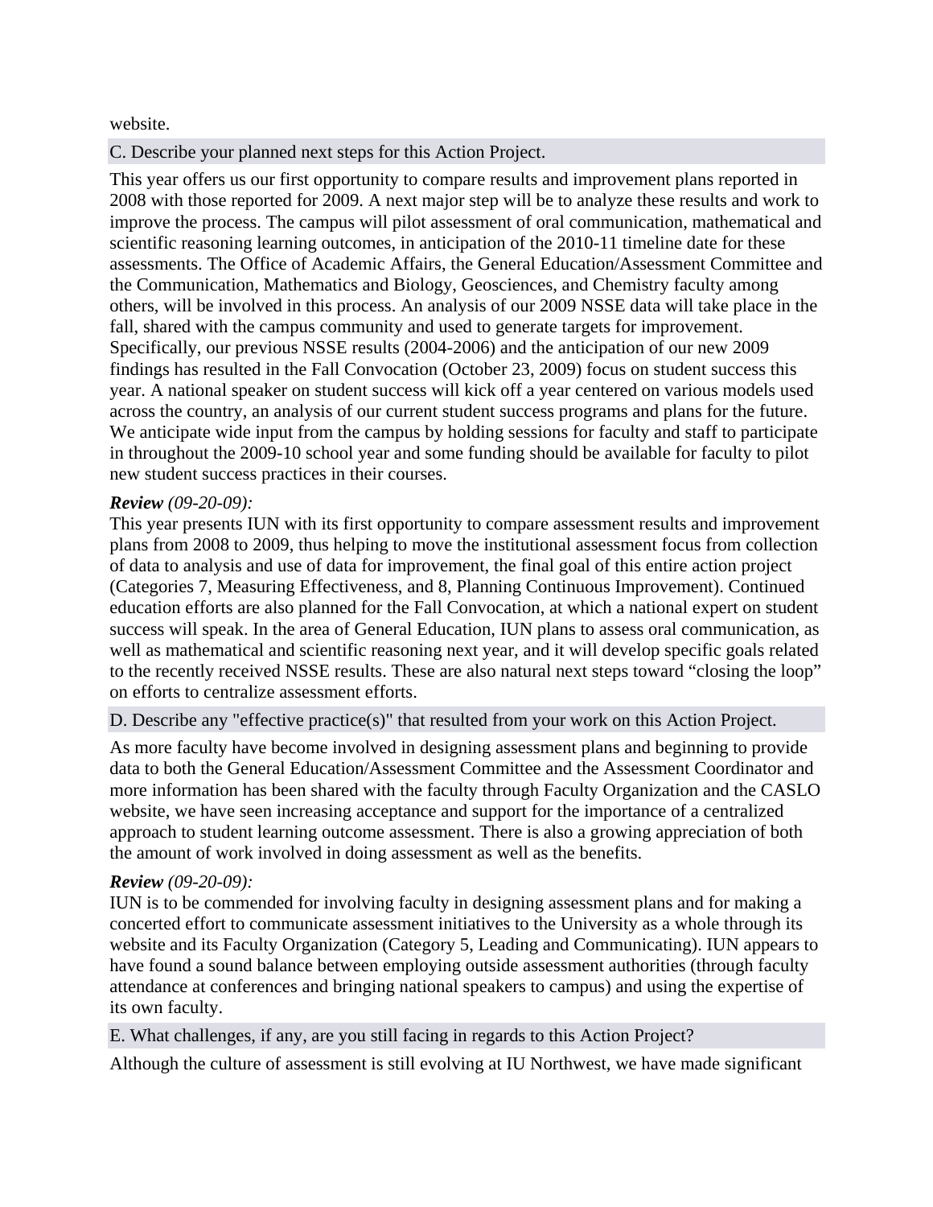website.

### C. Describe your planned next steps for this Action Project.

This year offers us our first opportunity to compare results and improvement plans reported in 2008 with those reported for 2009. A next major step will be to analyze these results and work to improve the process. The campus will pilot assessment of oral communication, mathematical and scientific reasoning learning outcomes, in anticipation of the 2010-11 timeline date for these assessments. The Office of Academic Affairs, the General Education/Assessment Committee and the Communication, Mathematics and Biology, Geosciences, and Chemistry faculty among others, will be involved in this process. An analysis of our 2009 NSSE data will take place in the fall, shared with the campus community and used to generate targets for improvement. Specifically, our previous NSSE results (2004-2006) and the anticipation of our new 2009 findings has resulted in the Fall Convocation (October 23, 2009) focus on student success this year. A national speaker on student success will kick off a year centered on various models used across the country, an analysis of our current student success programs and plans for the future. We anticipate wide input from the campus by holding sessions for faculty and staff to participate in throughout the 2009-10 school year and some funding should be available for faculty to pilot new student success practices in their courses.

***Review*** *(09-20-09):*
This year presents IUN with its first opportunity to compare assessment results and improvement plans from 2008 to 2009, thus helping to move the institutional assessment focus from collection of data to analysis and use of data for improvement, the final goal of this entire action project (Categories 7, Measuring Effectiveness, and 8, Planning Continuous Improvement). Continued education efforts are also planned for the Fall Convocation, at which a national expert on student success will speak. In the area of General Education, IUN plans to assess oral communication, as well as mathematical and scientific reasoning next year, and it will develop specific goals related to the recently received NSSE results. These are also natural next steps toward “closing the loop” on efforts to centralize assessment efforts.

### D. Describe any "effective practice(s)" that resulted from your work on this Action Project.

As more faculty have become involved in designing assessment plans and beginning to provide data to both the General Education/Assessment Committee and the Assessment Coordinator and more information has been shared with the faculty through Faculty Organization and the CASLO website, we have seen increasing acceptance and support for the importance of a centralized approach to student learning outcome assessment. There is also a growing appreciation of both the amount of work involved in doing assessment as well as the benefits.

***Review*** *(09-20-09):*
IUN is to be commended for involving faculty in designing assessment plans and for making a concerted effort to communicate assessment initiatives to the University as a whole through its website and its Faculty Organization (Category 5, Leading and Communicating). IUN appears to have found a sound balance between employing outside assessment authorities (through faculty attendance at conferences and bringing national speakers to campus) and using the expertise of its own faculty.

### E. What challenges, if any, are you still facing in regards to this Action Project?

Although the culture of assessment is still evolving at IU Northwest, we have made significant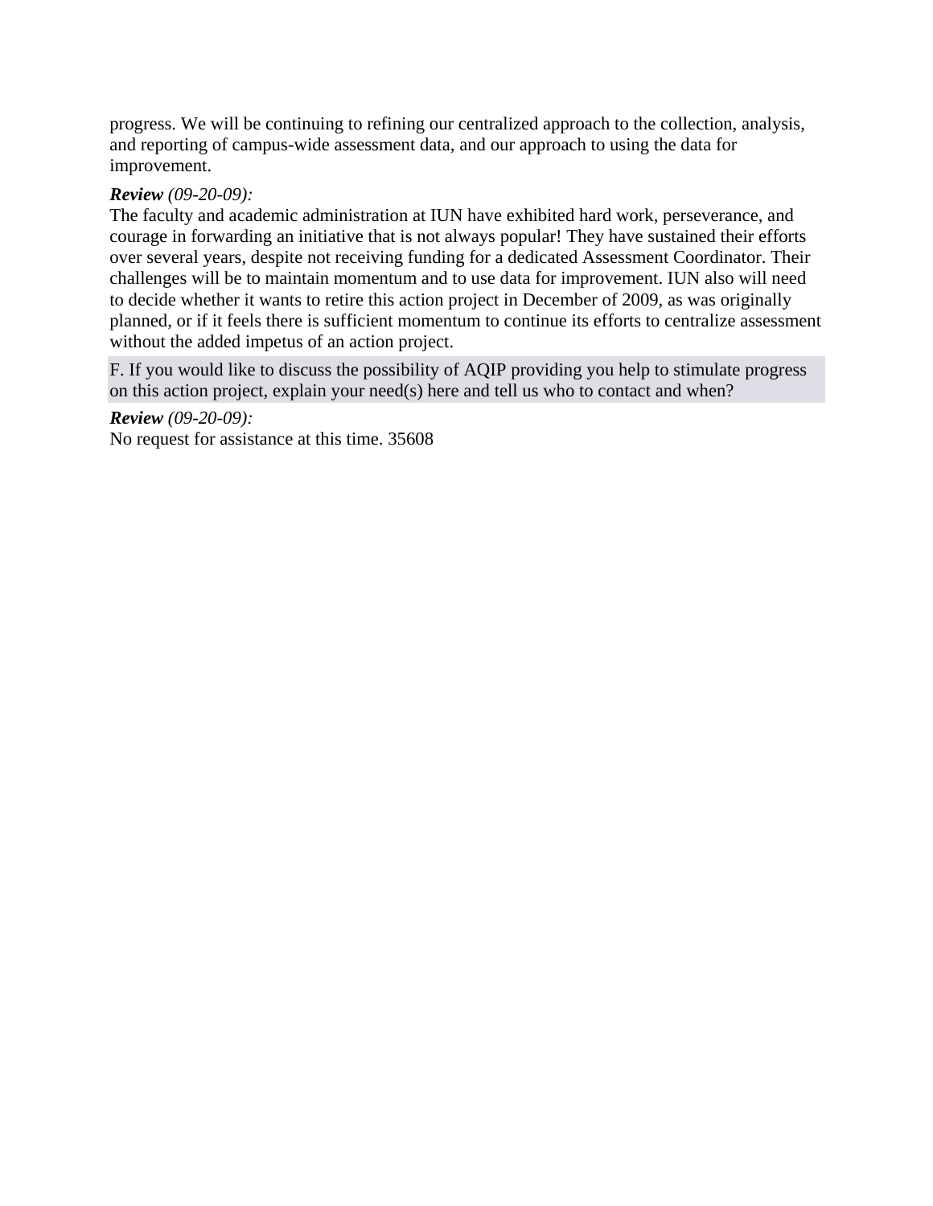progress. We will be continuing to refining our centralized approach to the collection, analysis, and reporting of campus-wide assessment data, and our approach to using the data for improvement.

***Review*** *(09-20-09):*
The faculty and academic administration at IUN have exhibited hard work, perseverance, and courage in forwarding an initiative that is not always popular! They have sustained their efforts over several years, despite not receiving funding for a dedicated Assessment Coordinator. Their challenges will be to maintain momentum and to use data for improvement. IUN also will need to decide whether it wants to retire this action project in December of 2009, as was originally planned, or if it feels there is sufficient momentum to continue its efforts to centralize assessment without the added impetus of an action project.

F. If you would like to discuss the possibility of AQIP providing you help to stimulate progress on this action project, explain your need(s) here and tell us who to contact and when?

***Review*** *(09-20-09):*
No request for assistance at this time. 35608